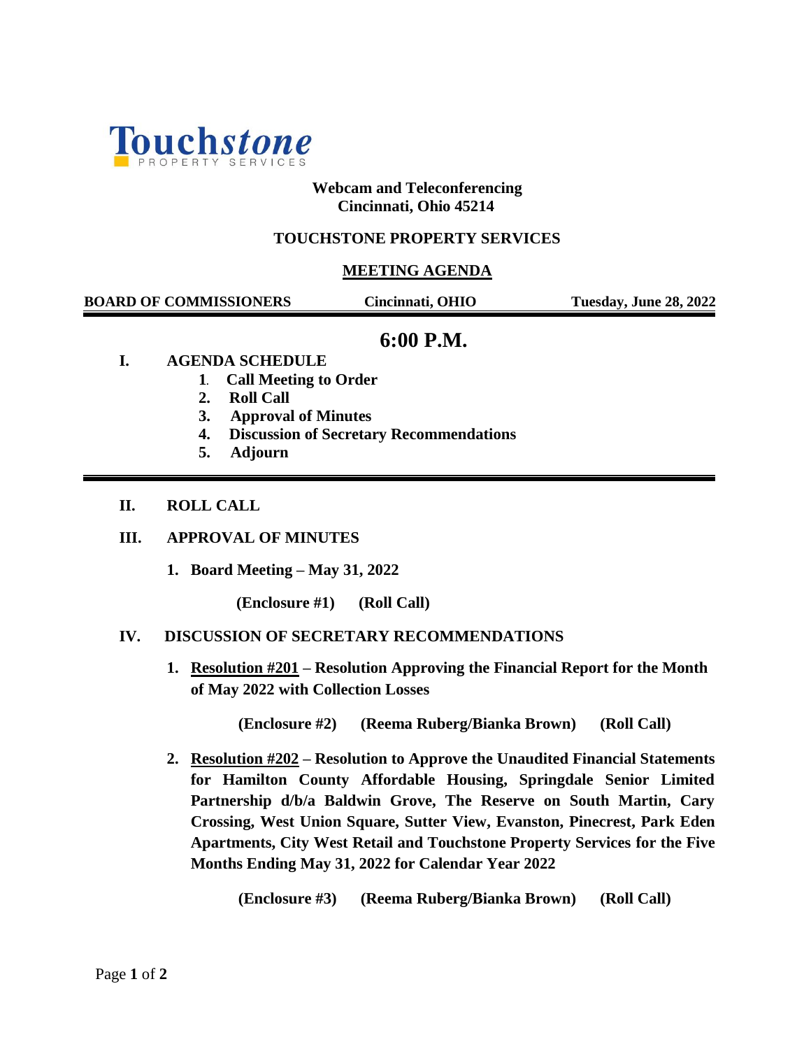Touchstone
PROPERTY SERVICES

**Webcam and Teleconferencing**
**Cincinnati, Ohio 45214**

**TOUCHSTONE PROPERTY SERVICES**

**MEETING AGENDA**

**BOARD OF COMMISSIONERS** | **Cincinnati, OHIO** | **Tuesday, June 28, 2022**

# 6:00 P.M.

## I. AGENDA SCHEDULE

1. **Call Meeting to Order**
2. **Roll Call**
3. **Approval of Minutes**
4. **Discussion of Secretary Recommendations**
5. **Adjourn**

## II. ROLL CALL

## III. APPROVAL OF MINUTES

1. **Board Meeting – May 31, 2022**

   **(Enclosure #1) (Roll Call)**

## IV. DISCUSSION OF SECRETARY RECOMMENDATIONS

1. **Resolution #201 – Resolution Approving the Financial Report for the Month of May 2022 with Collection Losses**

   **(Enclosure #2) (Reema Ruberg/Bianka Brown) (Roll Call)**

2. **Resolution #202 – Resolution to Approve the Unaudited Financial Statements for Hamilton County Affordable Housing, Springdale Senior Limited Partnership d/b/a Baldwin Grove, The Reserve on South Martin, Cary Crossing, West Union Square, Sutter View, Evanston, Pinecrest, Park Eden Apartments, City West Retail and Touchstone Property Services for the Five Months Ending May 31, 2022 for Calendar Year 2022**

   **(Enclosure #3) (Reema Ruberg/Bianka Brown) (Roll Call)**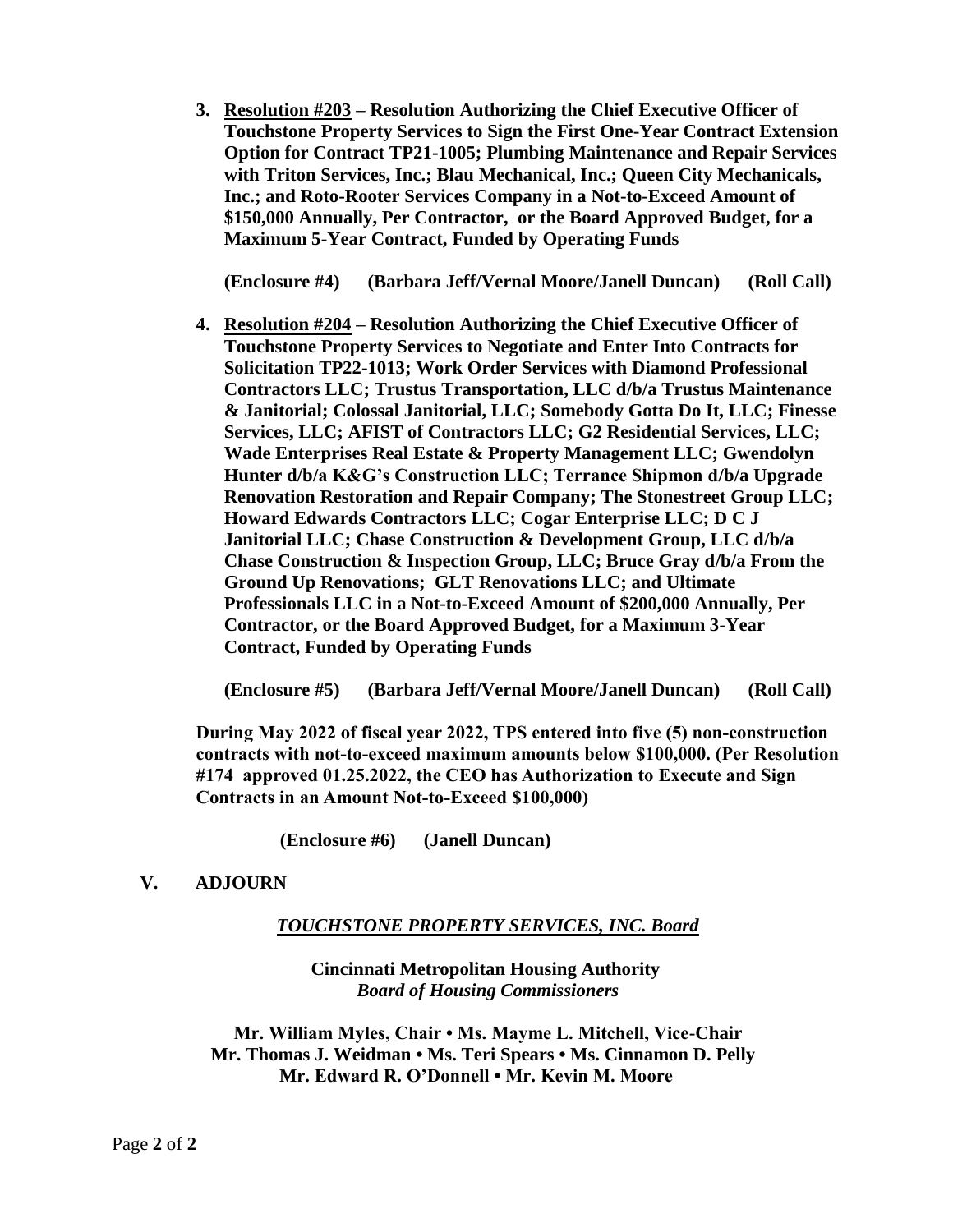3. **Resolution #203 – Resolution Authorizing the Chief Executive Officer of Touchstone Property Services to Sign the First One-Year Contract Extension Option for Contract TP21-1005; Plumbing Maintenance and Repair Services with Triton Services, Inc.; Blau Mechanical, Inc.; Queen City Mechanicals, Inc.; and Roto-Rooter Services Company in a Not-to-Exceed Amount of $150,000 Annually, Per Contractor, or the Board Approved Budget, for a Maximum 5-Year Contract, Funded by Operating Funds**

   **(Enclosure #4) (Barbara Jeff/Vernal Moore/Janell Duncan) (Roll Call)**

4. **Resolution #204 – Resolution Authorizing the Chief Executive Officer of Touchstone Property Services to Negotiate and Enter Into Contracts for Solicitation TP22-1013; Work Order Services with Diamond Professional Contractors LLC; Trustus Transportation, LLC d/b/a Trustus Maintenance & Janitorial; Colossal Janitorial, LLC; Somebody Gotta Do It, LLC; Finesse Services, LLC; AFIST of Contractors LLC; G2 Residential Services, LLC; Wade Enterprises Real Estate & Property Management LLC; Gwendolyn Hunter d/b/a K&G's Construction LLC; Terrance Shipmon d/b/a Upgrade Renovation Restoration and Repair Company; The Stonestreet Group LLC; Howard Edwards Contractors LLC; Cogar Enterprise LLC; D C J Janitorial LLC; Chase Construction & Development Group, LLC d/b/a Chase Construction & Inspection Group, LLC; Bruce Gray d/b/a From the Ground Up Renovations; GLT Renovations LLC; and Ultimate Professionals LLC in a Not-to-Exceed Amount of $200,000 Annually, Per Contractor, or the Board Approved Budget, for a Maximum 3-Year Contract, Funded by Operating Funds**

   **(Enclosure #5) (Barbara Jeff/Vernal Moore/Janell Duncan) (Roll Call)**

**During May 2022 of fiscal year 2022, TPS entered into five (5) non-construction contracts with not-to-exceed maximum amounts below $100,000. (Per Resolution #174 approved 01.25.2022, the CEO has Authorization to Execute and Sign Contracts in an Amount Not-to-Exceed $100,000)**

**(Enclosure #6) (Janell Duncan)**

## V. ADJOURN

***TOUCHSTONE PROPERTY SERVICES, INC. Board***

**Cincinnati Metropolitan Housing Authority**
***Board of Housing Commissioners***

**Mr. William Myles, Chair • Ms. Mayme L. Mitchell, Vice-Chair**
**Mr. Thomas J. Weidman • Ms. Teri Spears • Ms. Cinnamon D. Pelly**
**Mr. Edward R. O'Donnell • Mr. Kevin M. Moore**